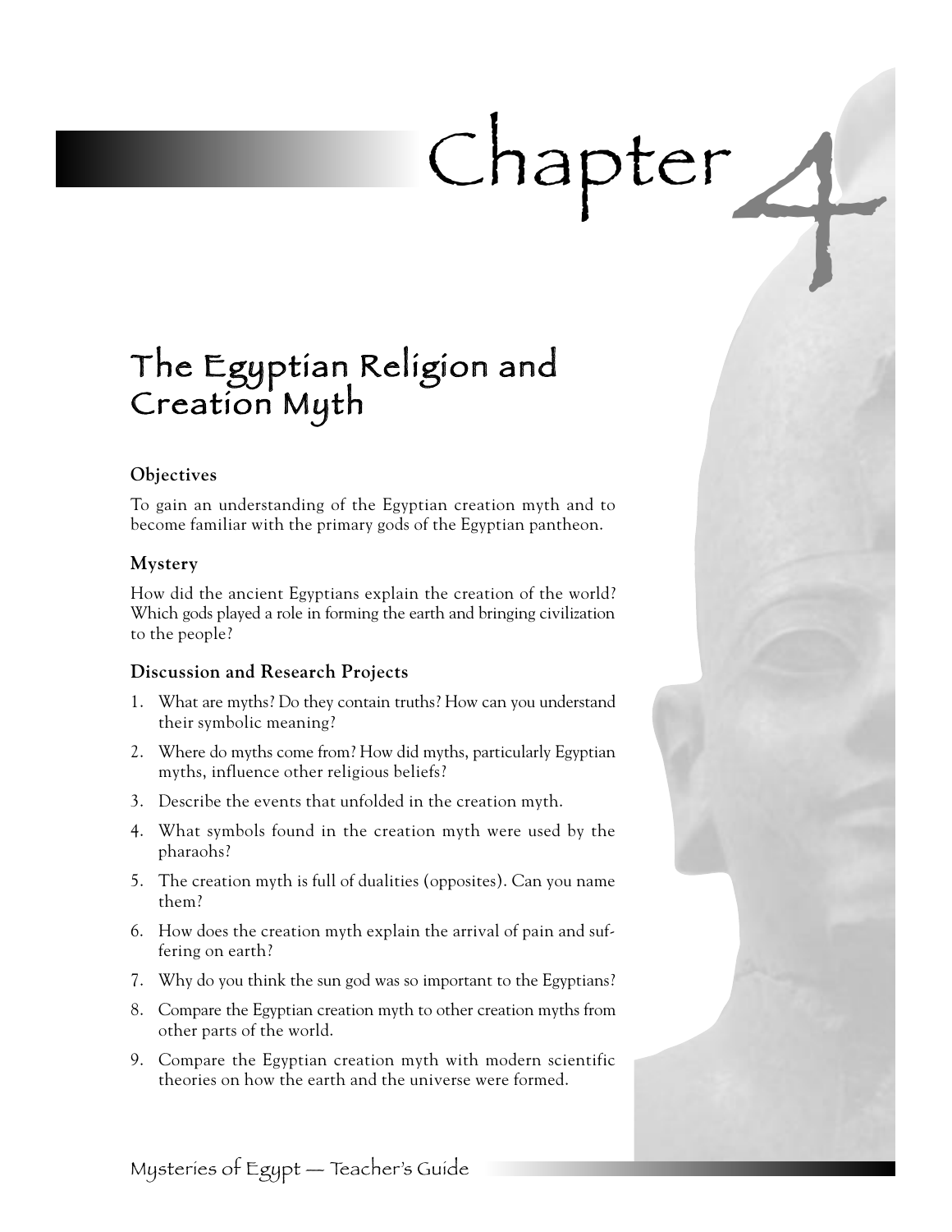# Chapter 4

## The Egyptian Religion and Creation Myth

### Objectives

To gain an understanding of the Egyptian creation myth and to become familiar with the primary gods of the Egyptian pantheon.

### Mystery

How did the ancient Egyptians explain the creation of the world? Which gods played a role in forming the earth and bringing civilization to the people?

### Discussion and Research Projects

1. What are myths? Do they contain truths? How can you understand their symbolic meaning?
2. Where do myths come from? How did myths, particularly Egyptian myths, influence other religious beliefs?
3. Describe the events that unfolded in the creation myth.
4. What symbols found in the creation myth were used by the pharaohs?
5. The creation myth is full of dualities (opposites). Can you name them?
6. How does the creation myth explain the arrival of pain and suffering on earth?
7. Why do you think the sun god was so important to the Egyptians?
8. Compare the Egyptian creation myth to other creation myths from other parts of the world.
9. Compare the Egyptian creation myth with modern scientific theories on how the earth and the universe were formed.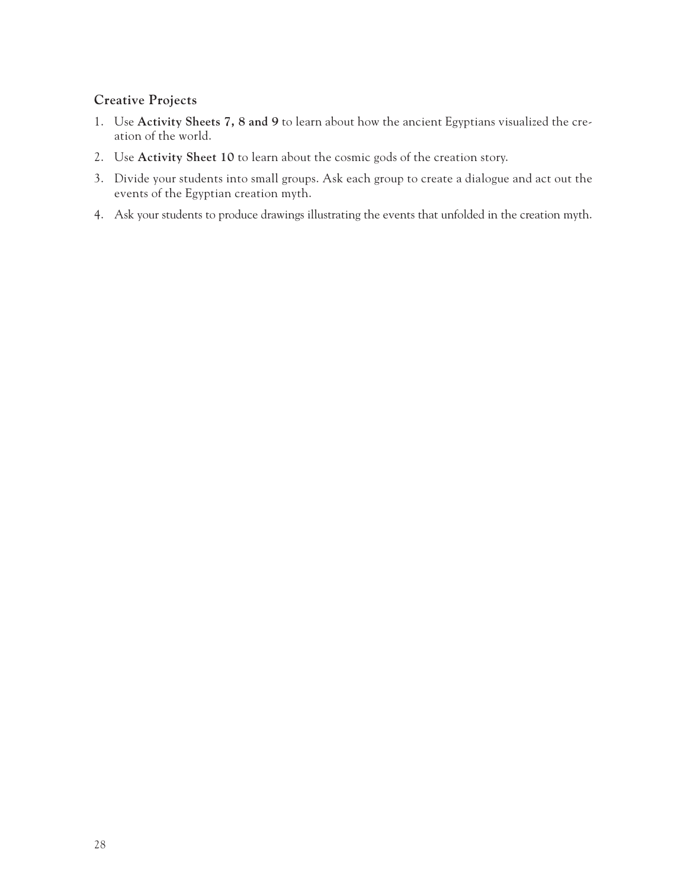### Creative Projects

1. Use **Activity Sheets 7, 8 and 9** to learn about how the ancient Egyptians visualized the creation of the world.
2. Use **Activity Sheet 10** to learn about the cosmic gods of the creation story.
3. Divide your students into small groups. Ask each group to create a dialogue and act out the events of the Egyptian creation myth.
4. Ask your students to produce drawings illustrating the events that unfolded in the creation myth.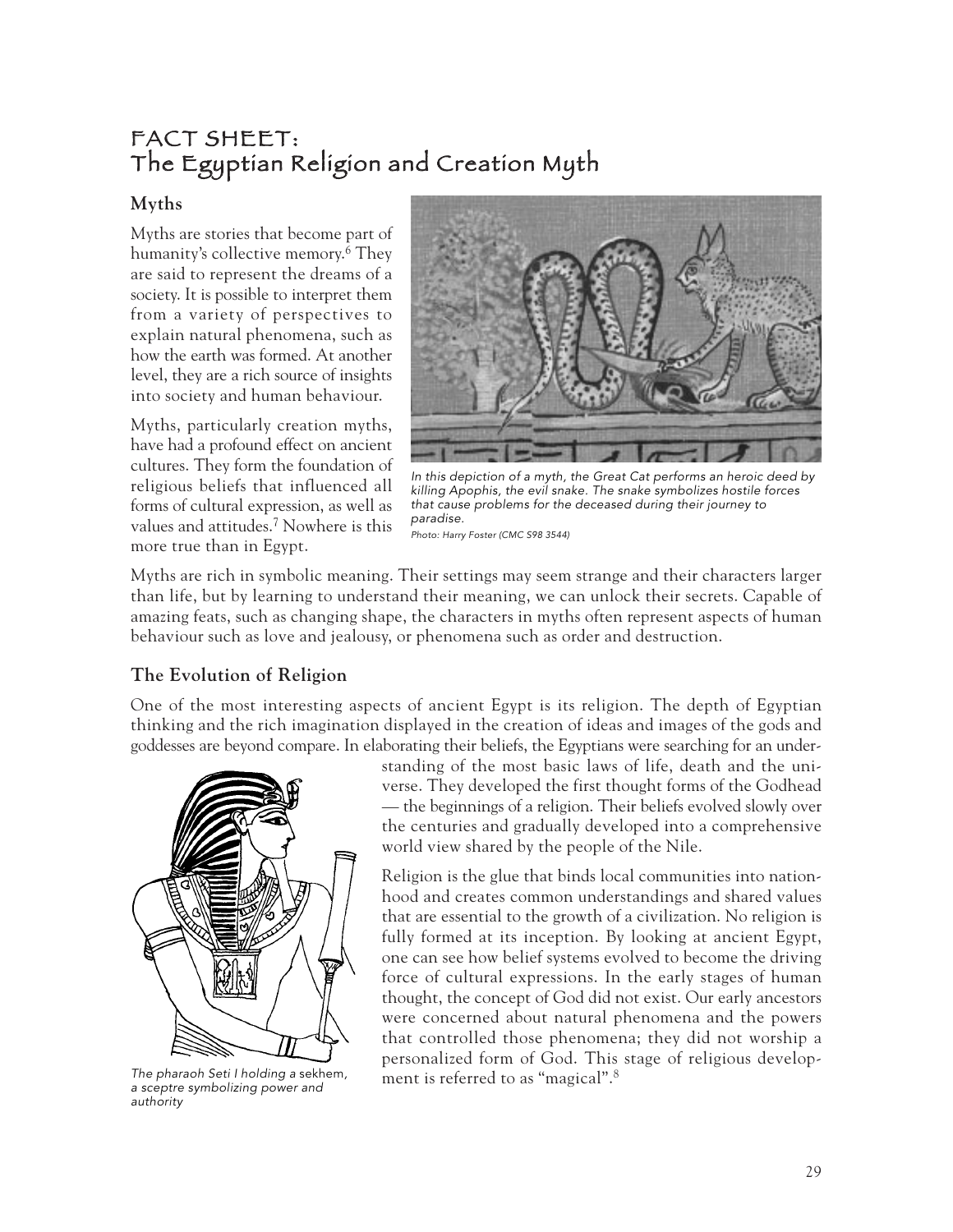# FACT SHEET: The Egyptian Religion and Creation Myth

## Myths

Myths are stories that become part of humanity's collective memory.[6] They are said to represent the dreams of a society. It is possible to interpret them from a variety of perspectives to explain natural phenomena, such as how the earth was formed. At another level, they are a rich source of insights into society and human behaviour.

Myths, particularly creation myths, have had a profound effect on ancient cultures. They form the foundation of religious beliefs that influenced all forms of cultural expression, as well as values and attitudes.[7] Nowhere is this more true than in Egypt.

*In this depiction of a myth, the Great Cat performs an heroic deed by killing Apophis, the evil snake. The snake symbolizes hostile forces that cause problems for the deceased during their journey to paradise.*

*Photo: Harry Foster (CMC S98 3544)*

Myths are rich in symbolic meaning. Their settings may seem strange and their characters larger than life, but by learning to understand their meaning, we can unlock their secrets. Capable of amazing feats, such as changing shape, the characters in myths often represent aspects of human behaviour such as love and jealousy, or phenomena such as order and destruction.

## The Evolution of Religion

One of the most interesting aspects of ancient Egypt is its religion. The depth of Egyptian thinking and the rich imagination displayed in the creation of ideas and images of the gods and goddesses are beyond compare. In elaborating their beliefs, the Egyptians were searching for an understanding of the most basic laws of life, death and the universe. They developed the first thought forms of the Godhead — the beginnings of a religion. Their beliefs evolved slowly over the centuries and gradually developed into a comprehensive world view shared by the people of the Nile.

Religion is the glue that binds local communities into nationhood and creates common understandings and shared values that are essential to the growth of a civilization. No religion is fully formed at its inception. By looking at ancient Egypt, one can see how belief systems evolved to become the driving force of cultural expressions. In the early stages of human thought, the concept of God did not exist. Our early ancestors were concerned about natural phenomena and the powers that controlled those phenomena; they did not worship a personalized form of God. This stage of religious development is referred to as "magical".[8]

*The pharaoh Seti I holding a* sekhem, *a sceptre symbolizing power and authority*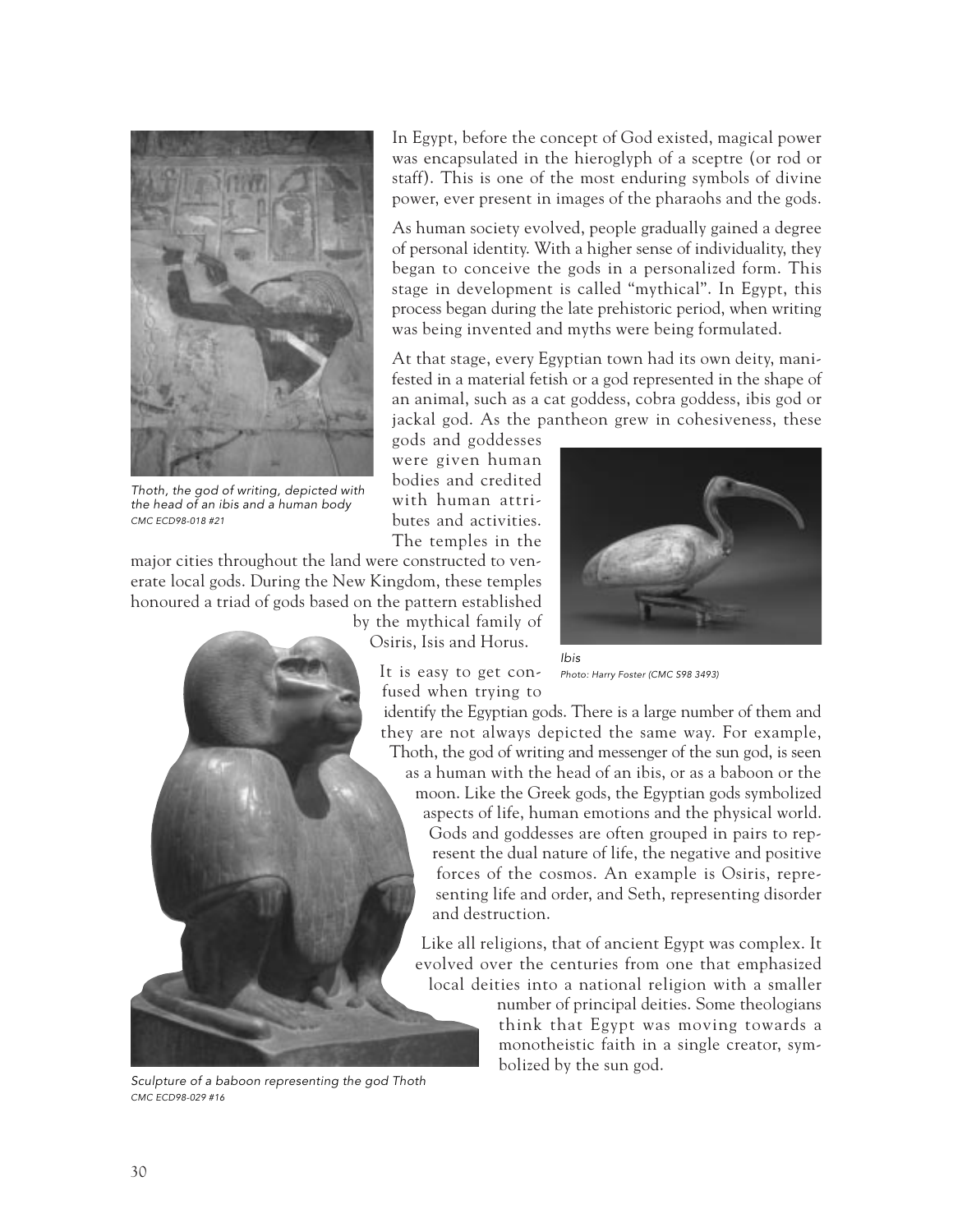In Egypt, before the concept of God existed, magical power was encapsulated in the hieroglyph of a sceptre (or rod or staff). This is one of the most enduring symbols of divine power, ever present in images of the pharaohs and the gods.

As human society evolved, people gradually gained a degree of personal identity. With a higher sense of individuality, they began to conceive the gods in a personalized form. This stage in development is called “mythical”. In Egypt, this process began during the late prehistoric period, when writing was being invented and myths were being formulated.

At that stage, every Egyptian town had its own deity, manifested in a material fetish or a god represented in the shape of an animal, such as a cat goddess, cobra goddess, ibis god or jackal god. As the pantheon grew in cohesiveness, these gods and goddesses were given human bodies and credited with human attributes and activities. The temples in the major cities throughout the land were constructed to venerate local gods. During the New Kingdom, these temples honoured a triad of gods based on the pattern established by the mythical family of Osiris, Isis and Horus.

It is easy to get confused when trying to identify the Egyptian gods. There is a large number of them and they are not always depicted the same way. For example, Thoth, the god of writing and messenger of the sun god, is seen as a human with the head of an ibis, or as a baboon or the moon. Like the Greek gods, the Egyptian gods symbolized aspects of life, human emotions and the physical world. Gods and goddesses are often grouped in pairs to represent the dual nature of life, the negative and positive forces of the cosmos. An example is Osiris, representing life and order, and Seth, representing disorder and destruction.

Like all religions, that of ancient Egypt was complex. It evolved over the centuries from one that emphasized local deities into a national religion with a smaller number of principal deities. Some theologians think that Egypt was moving towards a monotheistic faith in a single creator, symbolized by the sun god.

*Thoth, the god of writing, depicted with the head of an ibis and a human body*
*CMC ECD98-018 #21*

*Ibis*
*Photo: Harry Foster (CMC S98 3493)*

*Sculpture of a baboon representing the god Thoth*
*CMC ECD98-029 #16*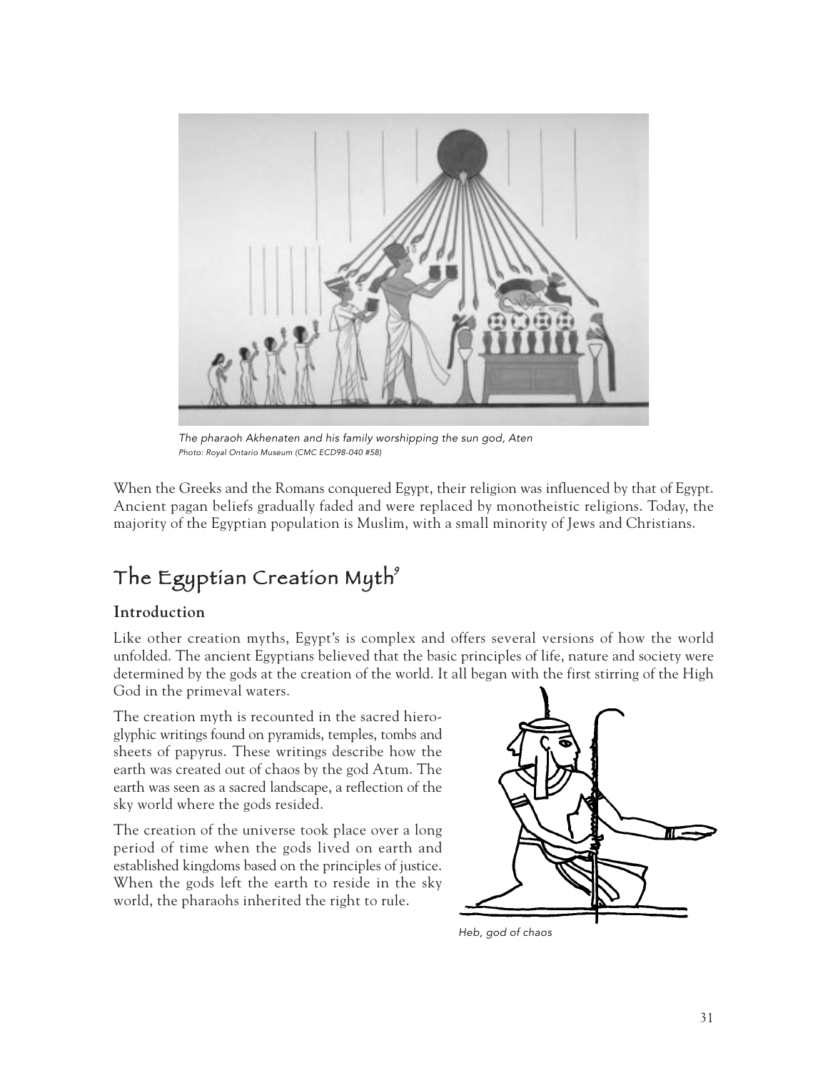*The pharaoh Akhenaten and his family worshipping the sun god, Aten*
*Photo: Royal Ontario Museum (CMC ECD98-040 #58)*

When the Greeks and the Romans conquered Egypt, their religion was influenced by that of Egypt. Ancient pagan beliefs gradually faded and were replaced by monotheistic religions. Today, the majority of the Egyptian population is Muslim, with a small minority of Jews and Christians.

## The Egyptian Creation Myth[9]

### Introduction

Like other creation myths, Egypt's is complex and offers several versions of how the world unfolded. The ancient Egyptians believed that the basic principles of life, nature and society were determined by the gods at the creation of the world. It all began with the first stirring of the High God in the primeval waters.

The creation myth is recounted in the sacred hieroglyphic writings found on pyramids, temples, tombs and sheets of papyrus. These writings describe how the earth was created out of chaos by the god Atum. The earth was seen as a sacred landscape, a reflection of the sky world where the gods resided.

The creation of the universe took place over a long period of time when the gods lived on earth and established kingdoms based on the principles of justice. When the gods left the earth to reside in the sky world, the pharaohs inherited the right to rule.

*Heb, god of chaos*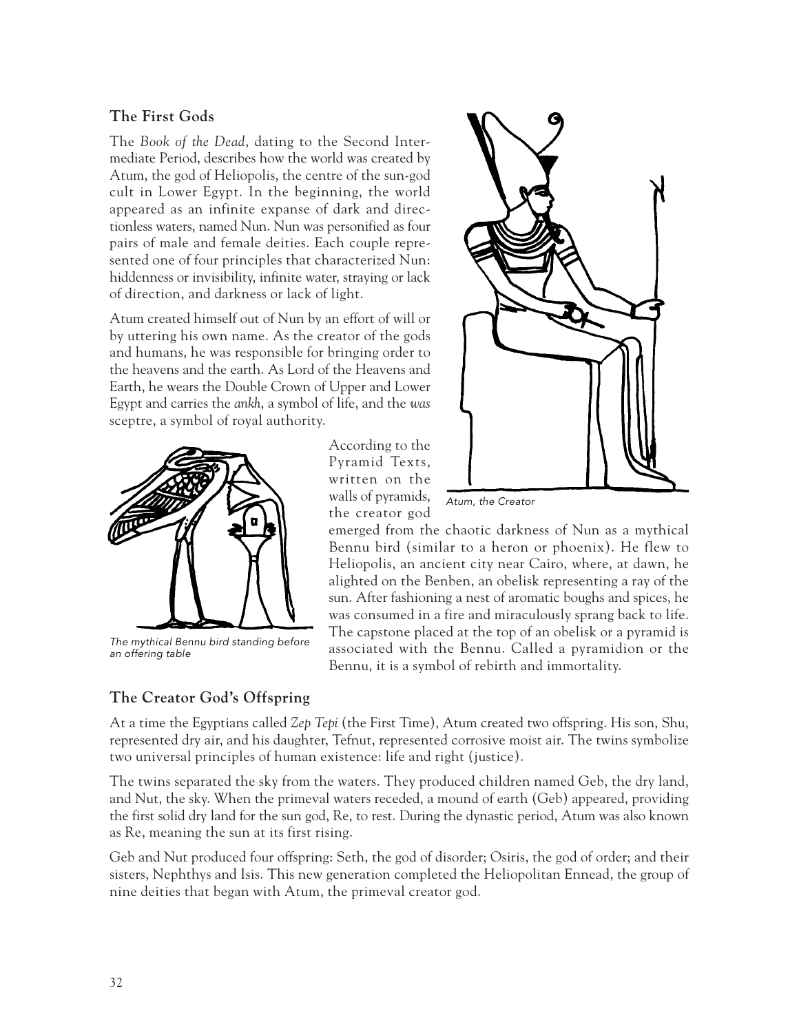## The First Gods

The *Book of the Dead*, dating to the Second Intermediate Period, describes how the world was created by Atum, the god of Heliopolis, the centre of the sun-god cult in Lower Egypt. In the beginning, the world appeared as an infinite expanse of dark and directionless waters, named Nun. Nun was personified as four pairs of male and female deities. Each couple represented one of four principles that characterized Nun: hiddenness or invisibility, infinite water, straying or lack of direction, and darkness or lack of light.

Atum created himself out of Nun by an effort of will or by uttering his own name. As the creator of the gods and humans, he was responsible for bringing order to the heavens and the earth. As Lord of the Heavens and Earth, he wears the Double Crown of Upper and Lower Egypt and carries the *ankh*, a symbol of life, and the *was* sceptre, a symbol of royal authority.

Atum, the Creator

According to the Pyramid Texts, written on the walls of pyramids, the creator god emerged from the chaotic darkness of Nun as a mythical Bennu bird (similar to a heron or phoenix). He flew to Heliopolis, an ancient city near Cairo, where, at dawn, he alighted on the Benben, an obelisk representing a ray of the sun. After fashioning a nest of aromatic boughs and spices, he was consumed in a fire and miraculously sprang back to life. The capstone placed at the top of an obelisk or a pyramid is associated with the Bennu. Called a pyramidion or the Bennu, it is a symbol of rebirth and immortality.

The mythical Bennu bird standing before an offering table

## The Creator God's Offspring

At a time the Egyptians called *Zep Tepi* (the First Time), Atum created two offspring. His son, Shu, represented dry air, and his daughter, Tefnut, represented corrosive moist air. The twins symbolize two universal principles of human existence: life and right (justice).

The twins separated the sky from the waters. They produced children named Geb, the dry land, and Nut, the sky. When the primeval waters receded, a mound of earth (Geb) appeared, providing the first solid dry land for the sun god, Re, to rest. During the dynastic period, Atum was also known as Re, meaning the sun at its first rising.

Geb and Nut produced four offspring: Seth, the god of disorder; Osiris, the god of order; and their sisters, Nephthys and Isis. This new generation completed the Heliopolitan Ennead, the group of nine deities that began with Atum, the primeval creator god.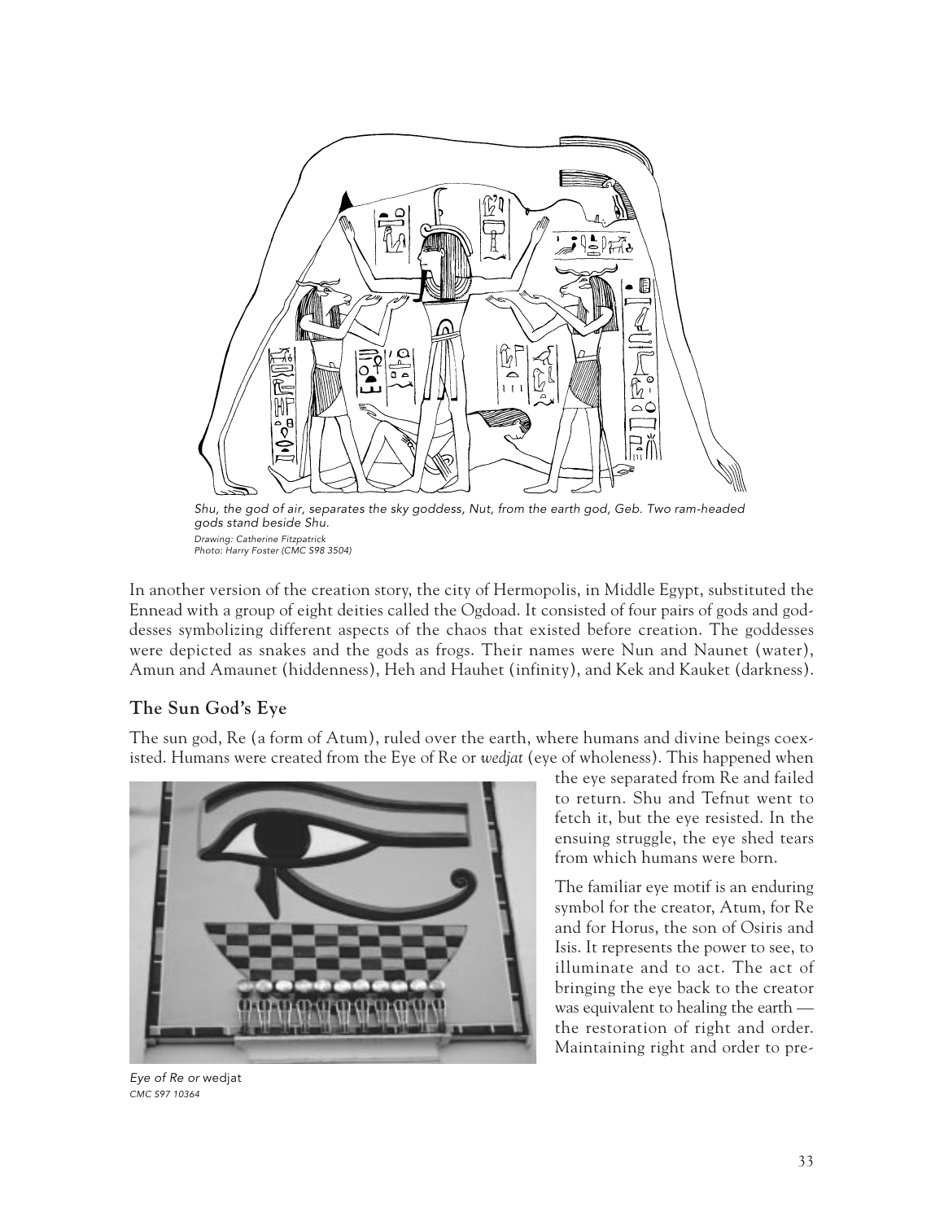*Shu, the god of air, separates the sky goddess, Nut, from the earth god, Geb. Two ram-headed gods stand beside Shu.*
*Drawing: Catherine Fitzpatrick*
*Photo: Harry Foster (CMC S98 3504)*

In another version of the creation story, the city of Hermopolis, in Middle Egypt, substituted the Ennead with a group of eight deities called the Ogdoad. It consisted of four pairs of gods and goddesses symbolizing different aspects of the chaos that existed before creation. The goddesses were depicted as snakes and the gods as frogs. Their names were Nun and Naunet (water), Amun and Amaunet (hiddenness), Heh and Hauhet (infinity), and Kek and Kauket (darkness).

## The Sun God's Eye

The sun god, Re (a form of Atum), ruled over the earth, where humans and divine beings coexisted. Humans were created from the Eye of Re or *wedjat* (eye of wholeness). This happened when the eye separated from Re and failed to return. Shu and Tefnut went to fetch it, but the eye resisted. In the ensuing struggle, the eye shed tears from which humans were born.

*Eye of Re or* wedjat
*CMC S97 10364*

The familiar eye motif is an enduring symbol for the creator, Atum, for Re and for Horus, the son of Osiris and Isis. It represents the power to see, to illuminate and to act. The act of bringing the eye back to the creator was equivalent to healing the earth — the restoration of right and order. Maintaining right and order to pre-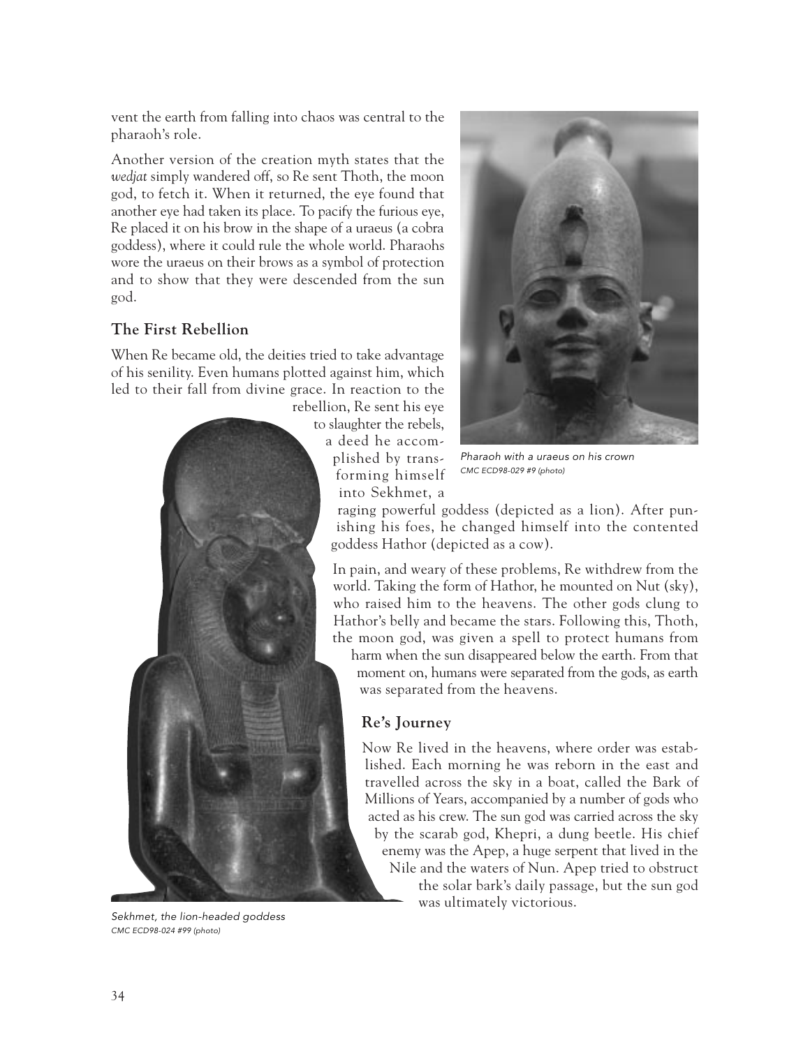vent the earth from falling into chaos was central to the pharaoh's role.

Another version of the creation myth states that the *wedjat* simply wandered off, so Re sent Thoth, the moon god, to fetch it. When it returned, the eye found that another eye had taken its place. To pacify the furious eye, Re placed it on his brow in the shape of a uraeus (a cobra goddess), where it could rule the whole world. Pharaohs wore the uraeus on their brows as a symbol of protection and to show that they were descended from the sun god.

Pharaoh with a uraeus on his crown
CMC ECD98-029 #9 (photo)

### The First Rebellion

When Re became old, the deities tried to take advantage of his senility. Even humans plotted against him, which led to their fall from divine grace. In reaction to the rebellion, Re sent his eye to slaughter the rebels, a deed he accomplished by transforming himself into Sekhmet, a raging powerful goddess (depicted as a lion). After punishing his foes, he changed himself into the contented goddess Hathor (depicted as a cow).

In pain, and weary of these problems, Re withdrew from the world. Taking the form of Hathor, he mounted on Nut (sky), who raised him to the heavens. The other gods clung to Hathor's belly and became the stars. Following this, Thoth, the moon god, was given a spell to protect humans from harm when the sun disappeared below the earth. From that moment on, humans were separated from the gods, as earth was separated from the heavens.

### Re's Journey

Now Re lived in the heavens, where order was established. Each morning he was reborn in the east and travelled across the sky in a boat, called the Bark of Millions of Years, accompanied by a number of gods who acted as his crew. The sun god was carried across the sky by the scarab god, Khepri, a dung beetle. His chief enemy was the Apep, a huge serpent that lived in the Nile and the waters of Nun. Apep tried to obstruct the solar bark's daily passage, but the sun god was ultimately victorious.

Sekhmet, the lion-headed goddess
CMC ECD98-024 #99 (photo)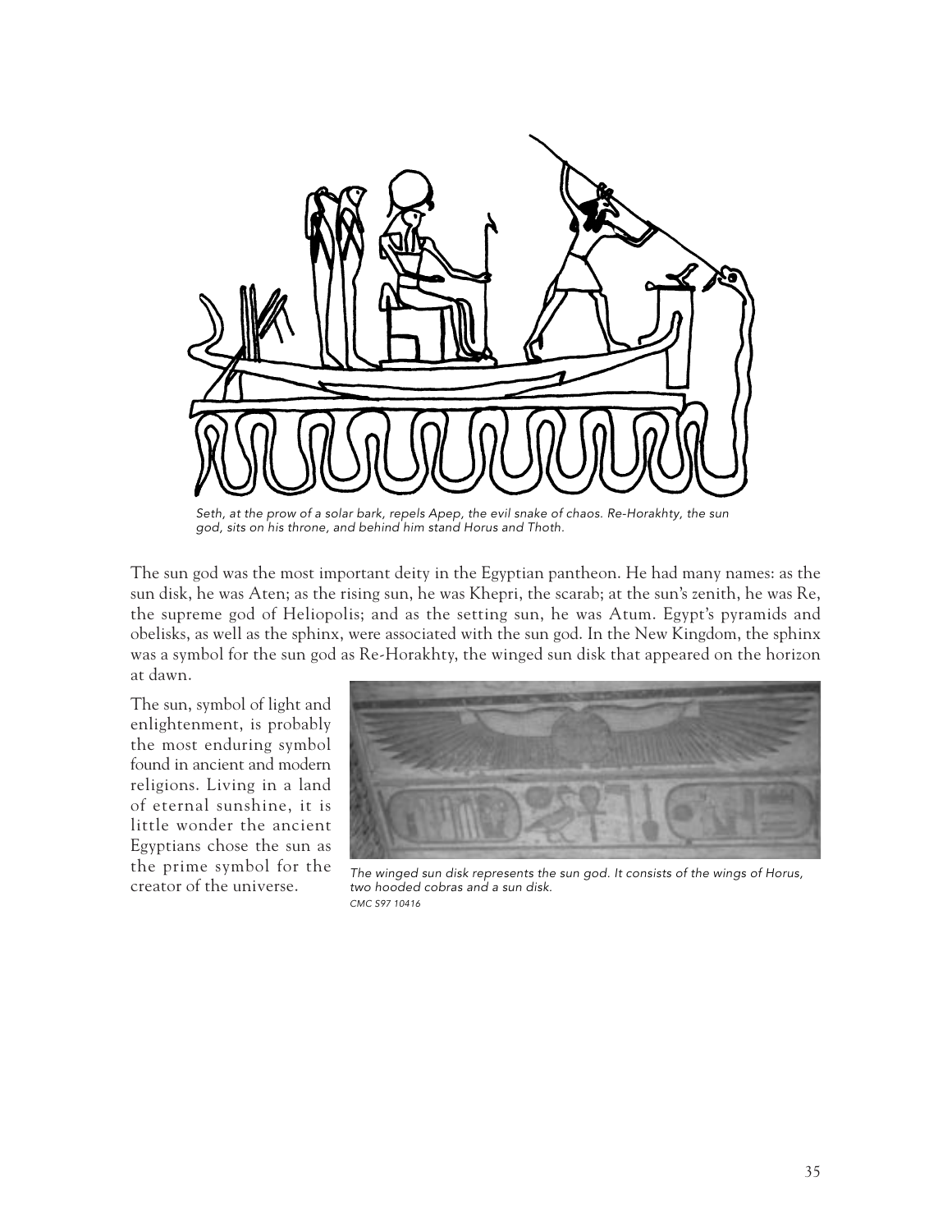*Seth, at the prow of a solar bark, repels Apep, the evil snake of chaos. Re-Horakhty, the sun god, sits on his throne, and behind him stand Horus and Thoth.*

The sun god was the most important deity in the Egyptian pantheon. He had many names: as the sun disk, he was Aten; as the rising sun, he was Khepri, the scarab; at the sun's zenith, he was Re, the supreme god of Heliopolis; and as the setting sun, he was Atum. Egypt's pyramids and obelisks, as well as the sphinx, were associated with the sun god. In the New Kingdom, the sphinx was a symbol for the sun god as Re-Horakhty, the winged sun disk that appeared on the horizon at dawn.

The sun, symbol of light and enlightenment, is probably the most enduring symbol found in ancient and modern religions. Living in a land of eternal sunshine, it is little wonder the ancient Egyptians chose the sun as the prime symbol for the creator of the universe.

*The winged sun disk represents the sun god. It consists of the wings of Horus, two hooded cobras and a sun disk.*
*CMC S97 10416*